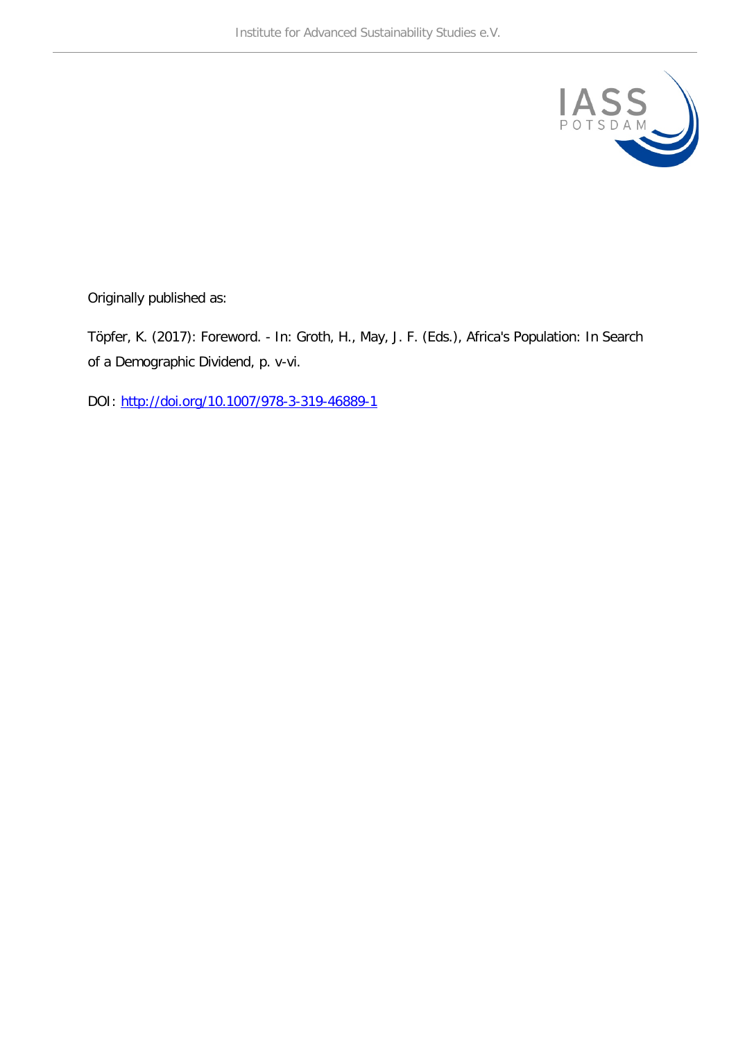Originally published as:

Töpfer, K. (2017): Foreword. - In: Groth, H., May, J. F. (Eds.), Africa's Population: In Search of a Demographic Dividend, p. v-vi.

DOI: [http://doi.org/10.1007/978-3-319-46889-1](http://doi.org/10.1007/978-3-319-46889-1)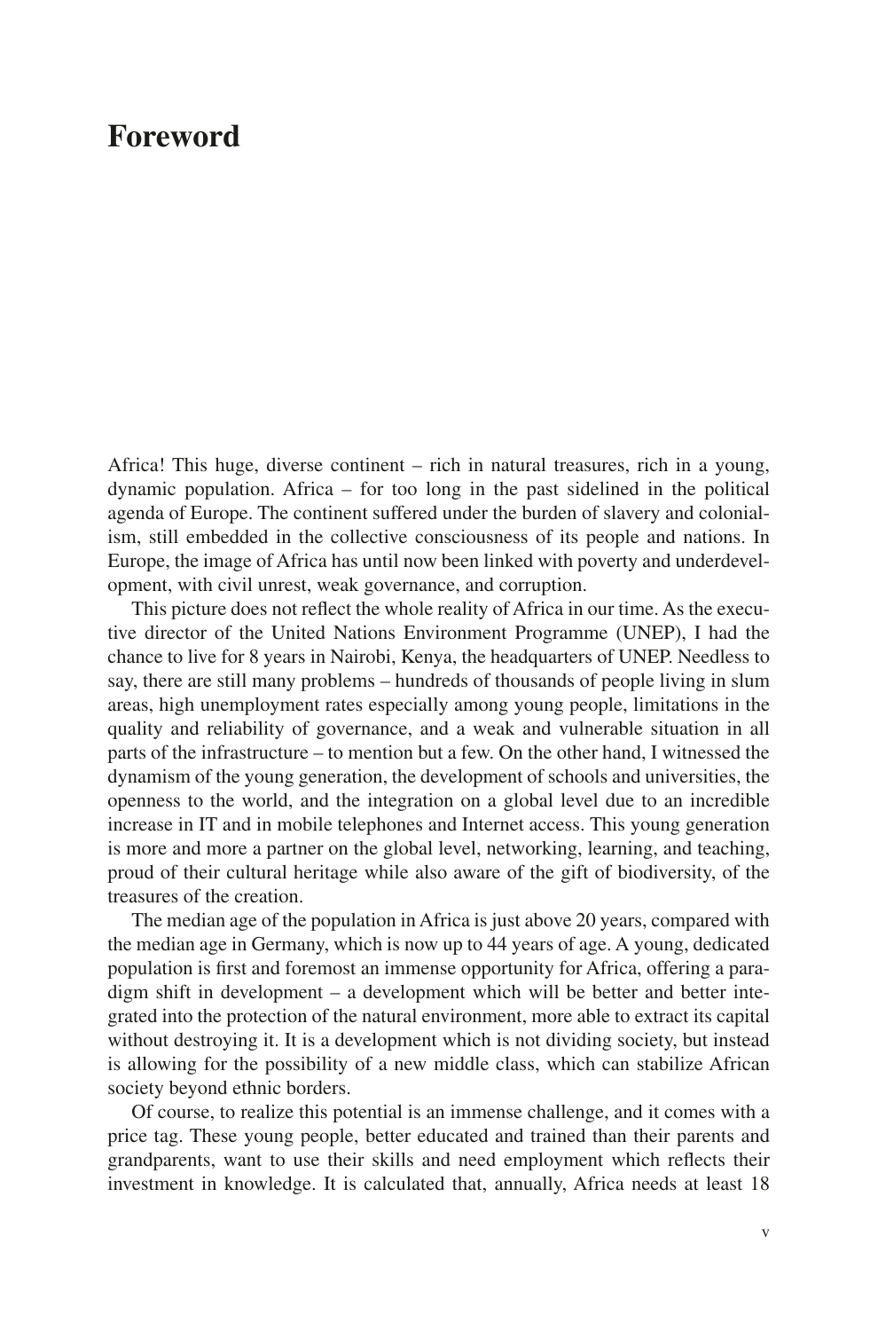# Foreword

Africa! This huge, diverse continent – rich in natural treasures, rich in a young, dynamic population. Africa – for too long in the past sidelined in the political agenda of Europe. The continent suffered under the burden of slavery and colonialism, still embedded in the collective consciousness of its people and nations. In Europe, the image of Africa has until now been linked with poverty and underdevelopment, with civil unrest, weak governance, and corruption.

This picture does not reflect the whole reality of Africa in our time. As the executive director of the United Nations Environment Programme (UNEP), I had the chance to live for 8 years in Nairobi, Kenya, the headquarters of UNEP. Needless to say, there are still many problems – hundreds of thousands of people living in slum areas, high unemployment rates especially among young people, limitations in the quality and reliability of governance, and a weak and vulnerable situation in all parts of the infrastructure – to mention but a few. On the other hand, I witnessed the dynamism of the young generation, the development of schools and universities, the openness to the world, and the integration on a global level due to an incredible increase in IT and in mobile telephones and Internet access. This young generation is more and more a partner on the global level, networking, learning, and teaching, proud of their cultural heritage while also aware of the gift of biodiversity, of the treasures of the creation.

The median age of the population in Africa is just above 20 years, compared with the median age in Germany, which is now up to 44 years of age. A young, dedicated population is first and foremost an immense opportunity for Africa, offering a paradigm shift in development – a development which will be better and better integrated into the protection of the natural environment, more able to extract its capital without destroying it. It is a development which is not dividing society, but instead is allowing for the possibility of a new middle class, which can stabilize African society beyond ethnic borders.

Of course, to realize this potential is an immense challenge, and it comes with a price tag. These young people, better educated and trained than their parents and grandparents, want to use their skills and need employment which reflects their investment in knowledge. It is calculated that, annually, Africa needs at least 18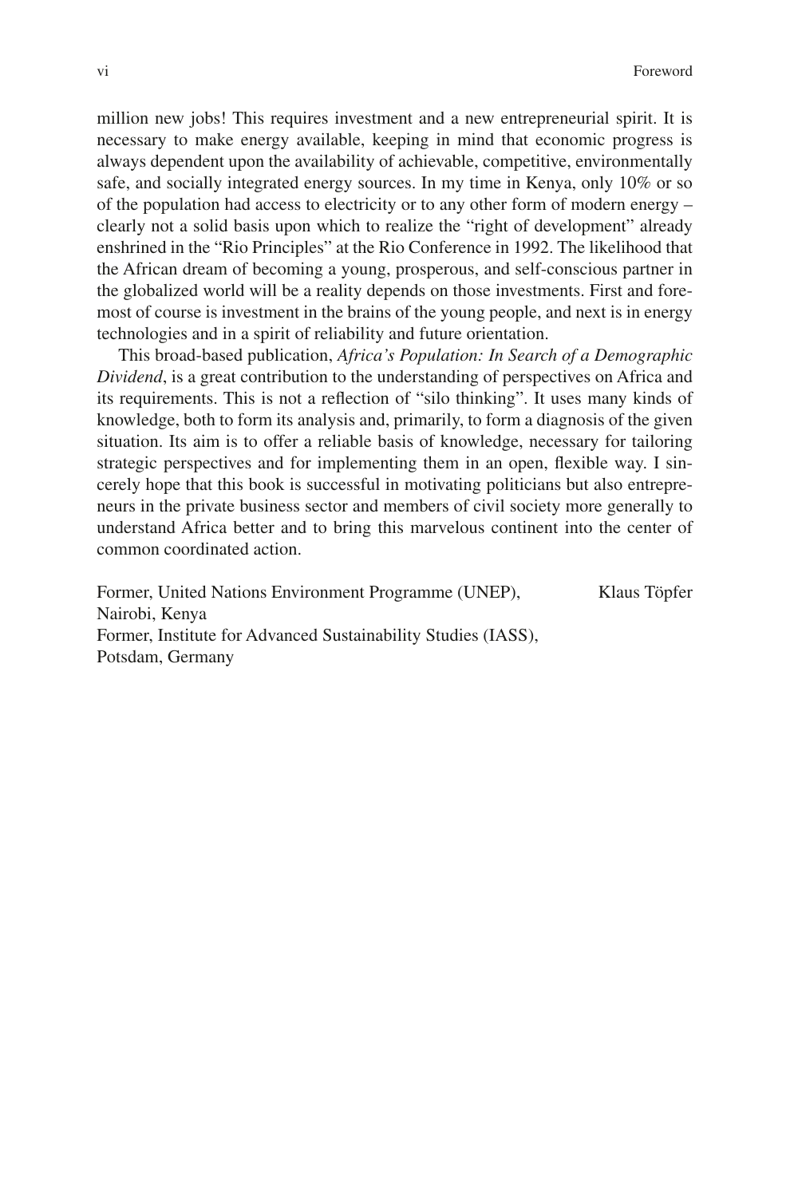million new jobs! This requires investment and a new entrepreneurial spirit. It is necessary to make energy available, keeping in mind that economic progress is always dependent upon the availability of achievable, competitive, environmentally safe, and socially integrated energy sources. In my time in Kenya, only 10% or so of the population had access to electricity or to any other form of modern energy – clearly not a solid basis upon which to realize the "right of development" already enshrined in the "Rio Principles" at the Rio Conference in 1992. The likelihood that the African dream of becoming a young, prosperous, and self-conscious partner in the globalized world will be a reality depends on those investments. First and foremost of course is investment in the brains of the young people, and next is in energy technologies and in a spirit of reliability and future orientation.

This broad-based publication, *Africa's Population: In Search of a Demographic Dividend*, is a great contribution to the understanding of perspectives on Africa and its requirements. This is not a reflection of "silo thinking". It uses many kinds of knowledge, both to form its analysis and, primarily, to form a diagnosis of the given situation. Its aim is to offer a reliable basis of knowledge, necessary for tailoring strategic perspectives and for implementing them in an open, flexible way. I sincerely hope that this book is successful in motivating politicians but also entrepreneurs in the private business sector and members of civil society more generally to understand Africa better and to bring this marvelous continent into the center of common coordinated action.

Klaus Töpfer

Former, United Nations Environment Programme (UNEP),
Nairobi, Kenya
Former, Institute for Advanced Sustainability Studies (IASS),
Potsdam, Germany